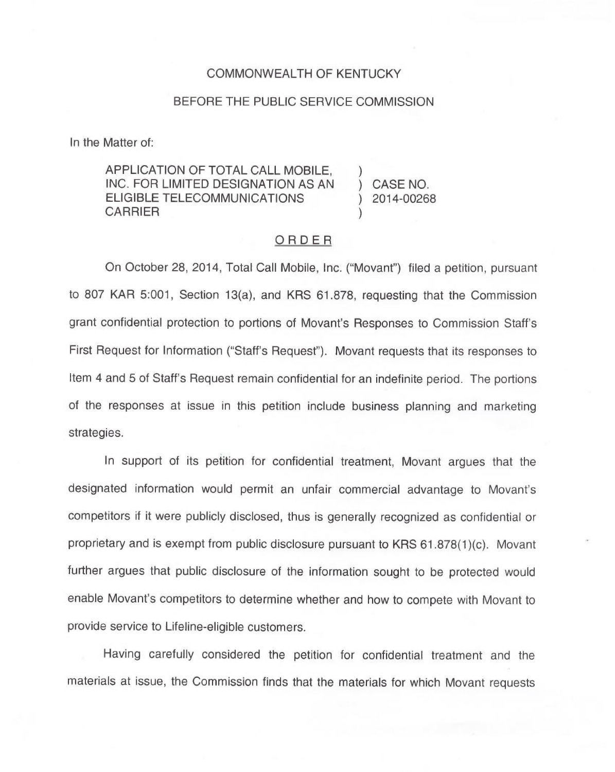COMMONWEALTH OF KENTUCKY

BEFORE THE PUBLIC SERVICE COMMISSION

In the Matter of:

| | | |
|---|---|---|
| APPLICATION OF TOTAL CALL MOBILE, INC. FOR LIMITED DESIGNATION AS AN ELIGIBLE TELECOMMUNICATIONS CARRIER | ) ) ) ) | CASE NO. 2014-00268 |

ORDER

On October 28, 2014, Total Call Mobile, Inc. ("Movant") filed a petition, pursuant to 807 KAR 5:001, Section 13(a), and KRS 61.878, requesting that the Commission grant confidential protection to portions of Movant's Responses to Commission Staff's First Request for Information ("Staff's Request"). Movant requests that its responses to Item 4 and 5 of Staff's Request remain confidential for an indefinite period. The portions of the responses at issue in this petition include business planning and marketing strategies.

In support of its petition for confidential treatment, Movant argues that the designated information would permit an unfair commercial advantage to Movant's competitors if it were publicly disclosed, thus is generally recognized as confidential or proprietary and is exempt from public disclosure pursuant to KRS 61.878(1)(c). Movant further argues that public disclosure of the information sought to be protected would enable Movant's competitors to determine whether and how to compete with Movant to provide service to Lifeline-eligible customers.

Having carefully considered the petition for confidential treatment and the materials at issue, the Commission finds that the materials for which Movant requests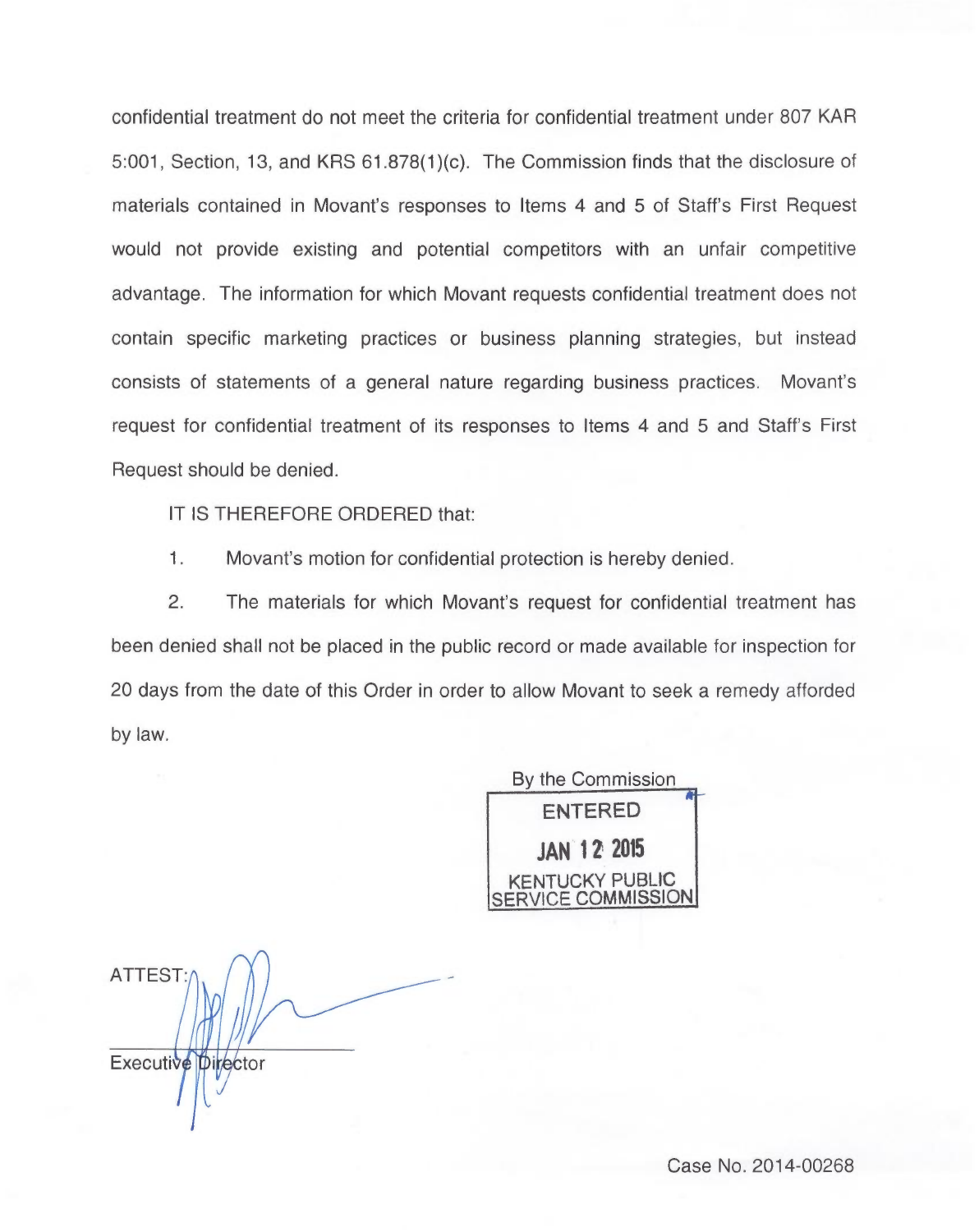confidential treatment do not meet the criteria for confidential treatment under 807 KAR 5:001, Section, 13, and KRS 61.878(1)(c). The Commission finds that the disclosure of materials contained in Movant's responses to Items 4 and 5 of Staff's First Request would not provide existing and potential competitors with an unfair competitive advantage. The information for which Movant requests confidential treatment does not contain specific marketing practices or business planning strategies, but instead consists of statements of a general nature regarding business practices. Movant's request for confidential treatment of its responses to Items 4 and 5 and Staff's First Request should be denied.

IT IS THEREFORE ORDERED that:

1. Movant's motion for confidential protection is hereby denied.

2. The materials for which Movant's request for confidential treatment has been denied shall not be placed in the public record or made available for inspection for 20 days from the date of this Order in order to allow Movant to seek a remedy afforded by law.

By the Commission

ENTERED
JAN 12 2015
KENTUCKY PUBLIC SERVICE COMMISSION

ATTEST:

Executive Director

Case No. 2014-00268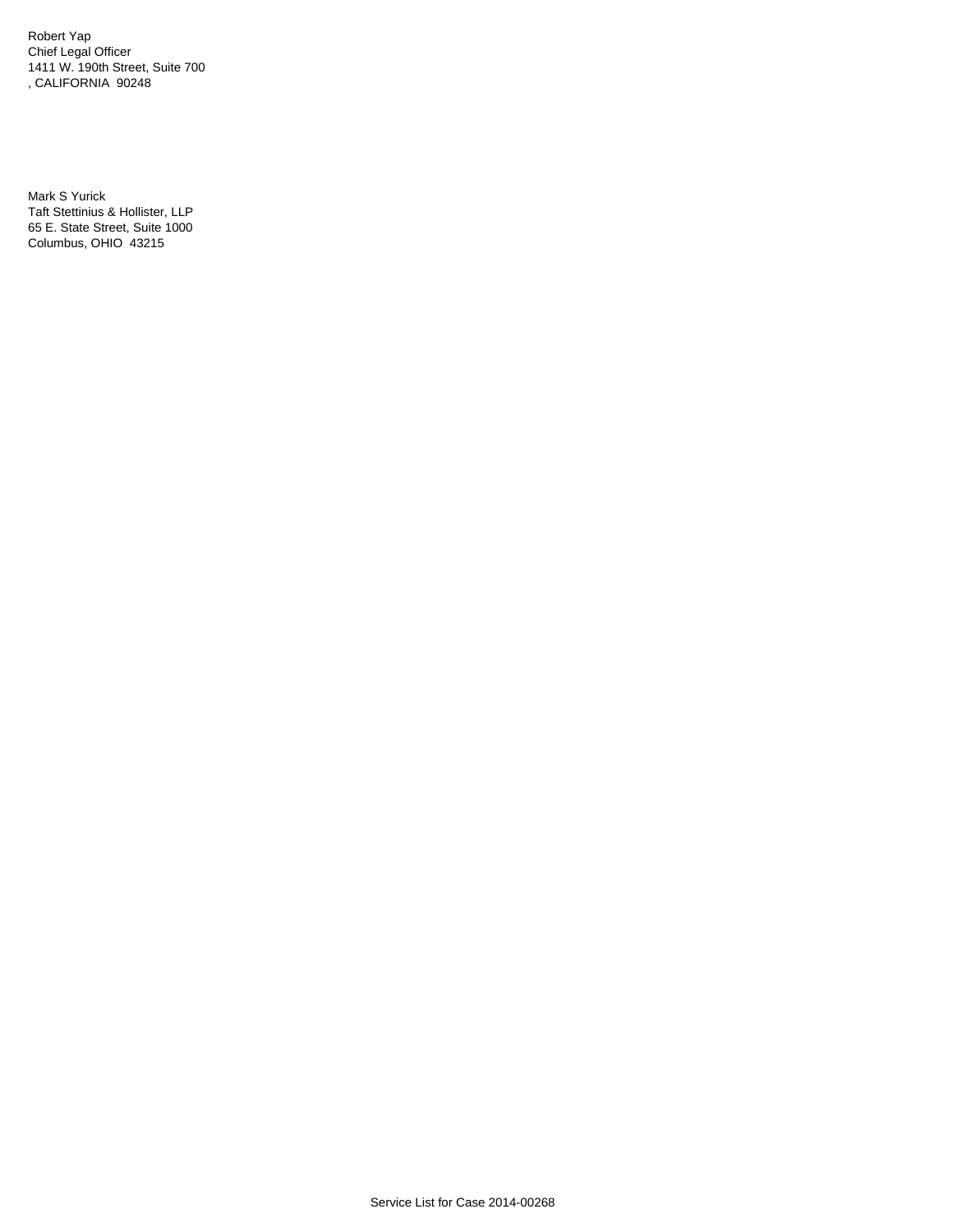Robert Yap
Chief Legal Officer
1411 W. 190th Street, Suite 700
, CALIFORNIA  90248

Mark S Yurick
Taft Stettinius & Hollister, LLP
65 E. State Street, Suite 1000
Columbus, OHIO  43215